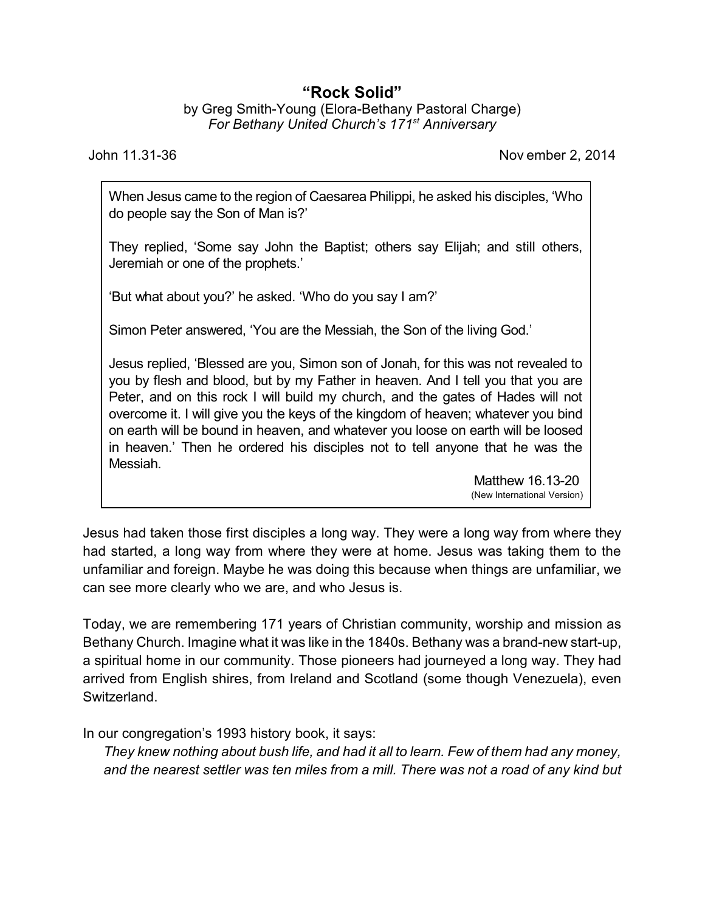# "Rock Solid"

by Greg Smith-Young (Elora-Bethany Pastoral Charge)
*For Bethany United Church's 171st Anniversary*

John 11.31-36 — Nov ember 2, 2014

> When Jesus came to the region of Caesarea Philippi, he asked his disciples, 'Who do people say the Son of Man is?'
>
> They replied, 'Some say John the Baptist; others say Elijah; and still others, Jeremiah or one of the prophets.'
>
> 'But what about you?' he asked. 'Who do you say I am?'
>
> Simon Peter answered, 'You are the Messiah, the Son of the living God.'
>
> Jesus replied, 'Blessed are you, Simon son of Jonah, for this was not revealed to you by flesh and blood, but by my Father in heaven. And I tell you that you are Peter, and on this rock I will build my church, and the gates of Hades will not overcome it. I will give you the keys of the kingdom of heaven; whatever you bind on earth will be bound in heaven, and whatever you loose on earth will be loosed in heaven.' Then he ordered his disciples not to tell anyone that he was the Messiah.
>
> Matthew 16.13-20
> (New International Version)

Jesus had taken those first disciples a long way. They were a long way from where they had started, a long way from where they were at home. Jesus was taking them to the unfamiliar and foreign. Maybe he was doing this because when things are unfamiliar, we can see more clearly who we are, and who Jesus is.

Today, we are remembering 171 years of Christian community, worship and mission as Bethany Church. Imagine what it was like in the 1840s. Bethany was a brand-new start-up, a spiritual home in our community. Those pioneers had journeyed a long way. They had arrived from English shires, from Ireland and Scotland (some though Venezuela), even Switzerland.

In our congregation's 1993 history book, it says:

> *They knew nothing about bush life, and had it all to learn. Few of them had any money, and the nearest settler was ten miles from a mill. There was not a road of any kind but*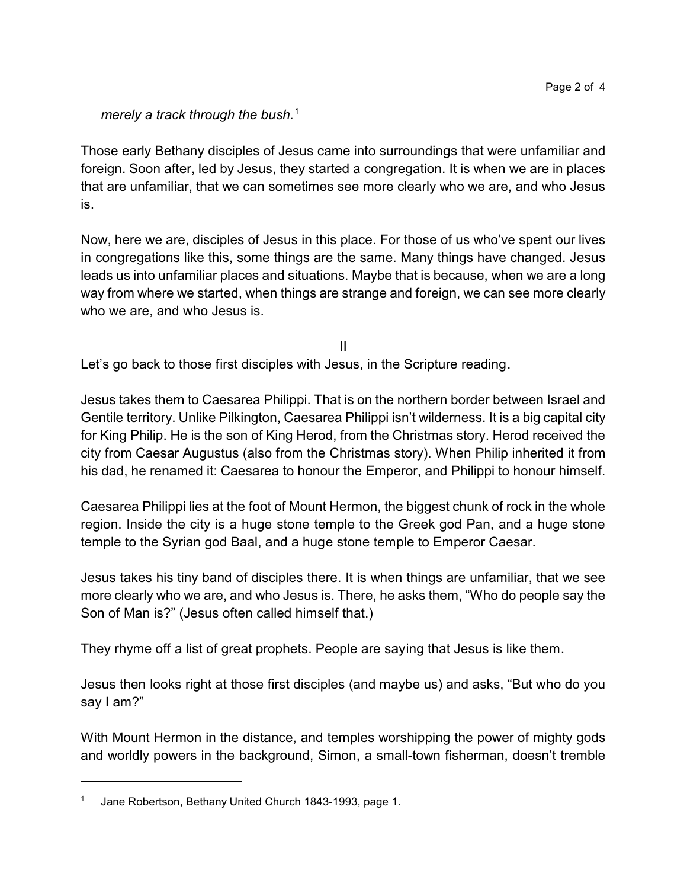*merely a track through the bush.*[1]

Those early Bethany disciples of Jesus came into surroundings that were unfamiliar and foreign. Soon after, led by Jesus, they started a congregation. It is when we are in places that are unfamiliar, that we can sometimes see more clearly who we are, and who Jesus is.

Now, here we are, disciples of Jesus in this place. For those of us who've spent our lives in congregations like this, some things are the same. Many things have changed. Jesus leads us into unfamiliar places and situations. Maybe that is because, when we are a long way from where we started, when things are strange and foreign, we can see more clearly who we are, and who Jesus is.

II

Let's go back to those first disciples with Jesus, in the Scripture reading.

Jesus takes them to Caesarea Philippi. That is on the northern border between Israel and Gentile territory. Unlike Pilkington, Caesarea Philippi isn't wilderness. It is a big capital city for King Philip. He is the son of King Herod, from the Christmas story. Herod received the city from Caesar Augustus (also from the Christmas story). When Philip inherited it from his dad, he renamed it: Caesarea to honour the Emperor, and Philippi to honour himself.

Caesarea Philippi lies at the foot of Mount Hermon, the biggest chunk of rock in the whole region. Inside the city is a huge stone temple to the Greek god Pan, and a huge stone temple to the Syrian god Baal, and a huge stone temple to Emperor Caesar.

Jesus takes his tiny band of disciples there. It is when things are unfamiliar, that we see more clearly who we are, and who Jesus is. There, he asks them, "Who do people say the Son of Man is?" (Jesus often called himself that.)

They rhyme off a list of great prophets. People are saying that Jesus is like them.

Jesus then looks right at those first disciples (and maybe us) and asks, "But who do you say I am?"

With Mount Hermon in the distance, and temples worshipping the power of mighty gods and worldly powers in the background, Simon, a small-town fisherman, doesn't tremble

---

[1] Jane Robertson, Bethany United Church 1843-1993, page 1.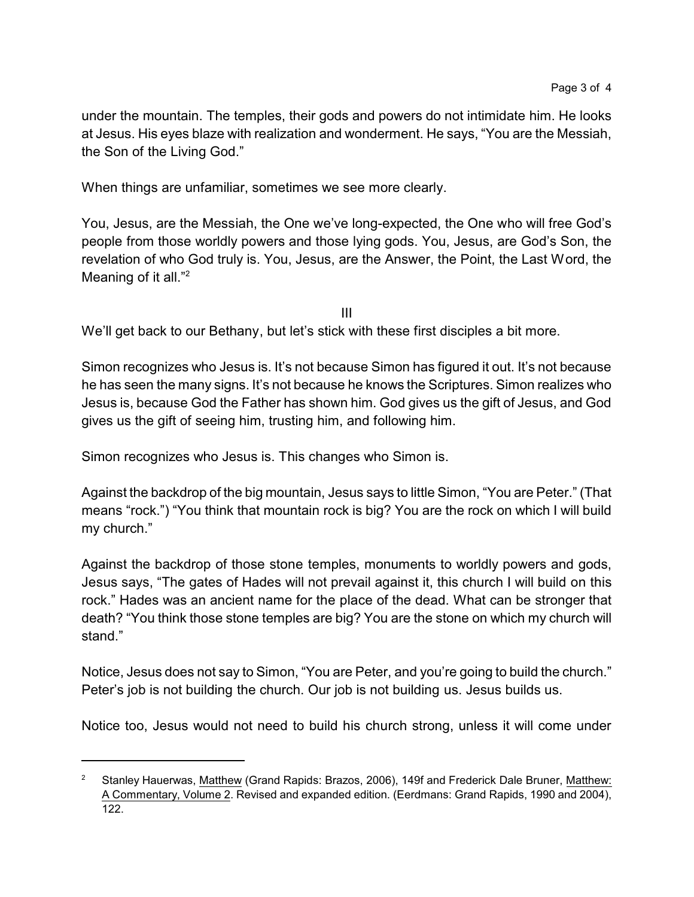under the mountain. The temples, their gods and powers do not intimidate him. He looks at Jesus. His eyes blaze with realization and wonderment. He says, "You are the Messiah, the Son of the Living God."

When things are unfamiliar, sometimes we see more clearly.

You, Jesus, are the Messiah, the One we've long-expected, the One who will free God's people from those worldly powers and those lying gods. You, Jesus, are God's Son, the revelation of who God truly is. You, Jesus, are the Answer, the Point, the Last Word, the Meaning of it all."[2]

## III

We'll get back to our Bethany, but let's stick with these first disciples a bit more.

Simon recognizes who Jesus is. It's not because Simon has figured it out. It's not because he has seen the many signs. It's not because he knows the Scriptures. Simon realizes who Jesus is, because God the Father has shown him. God gives us the gift of Jesus, and God gives us the gift of seeing him, trusting him, and following him.

Simon recognizes who Jesus is. This changes who Simon is.

Against the backdrop of the big mountain, Jesus says to little Simon, "You are Peter." (That means "rock.") "You think that mountain rock is big? You are the rock on which I will build my church."

Against the backdrop of those stone temples, monuments to worldly powers and gods, Jesus says, "The gates of Hades will not prevail against it, this church I will build on this rock." Hades was an ancient name for the place of the dead. What can be stronger that death? "You think those stone temples are big? You are the stone on which my church will stand."

Notice, Jesus does not say to Simon, "You are Peter, and you're going to build the church." Peter's job is not building the church. Our job is not building us. Jesus builds us.

Notice too, Jesus would not need to build his church strong, unless it will come under

---

[2] Stanley Hauerwas, Matthew (Grand Rapids: Brazos, 2006), 149f and Frederick Dale Bruner, Matthew: A Commentary, Volume 2. Revised and expanded edition. (Eerdmans: Grand Rapids, 1990 and 2004), 122.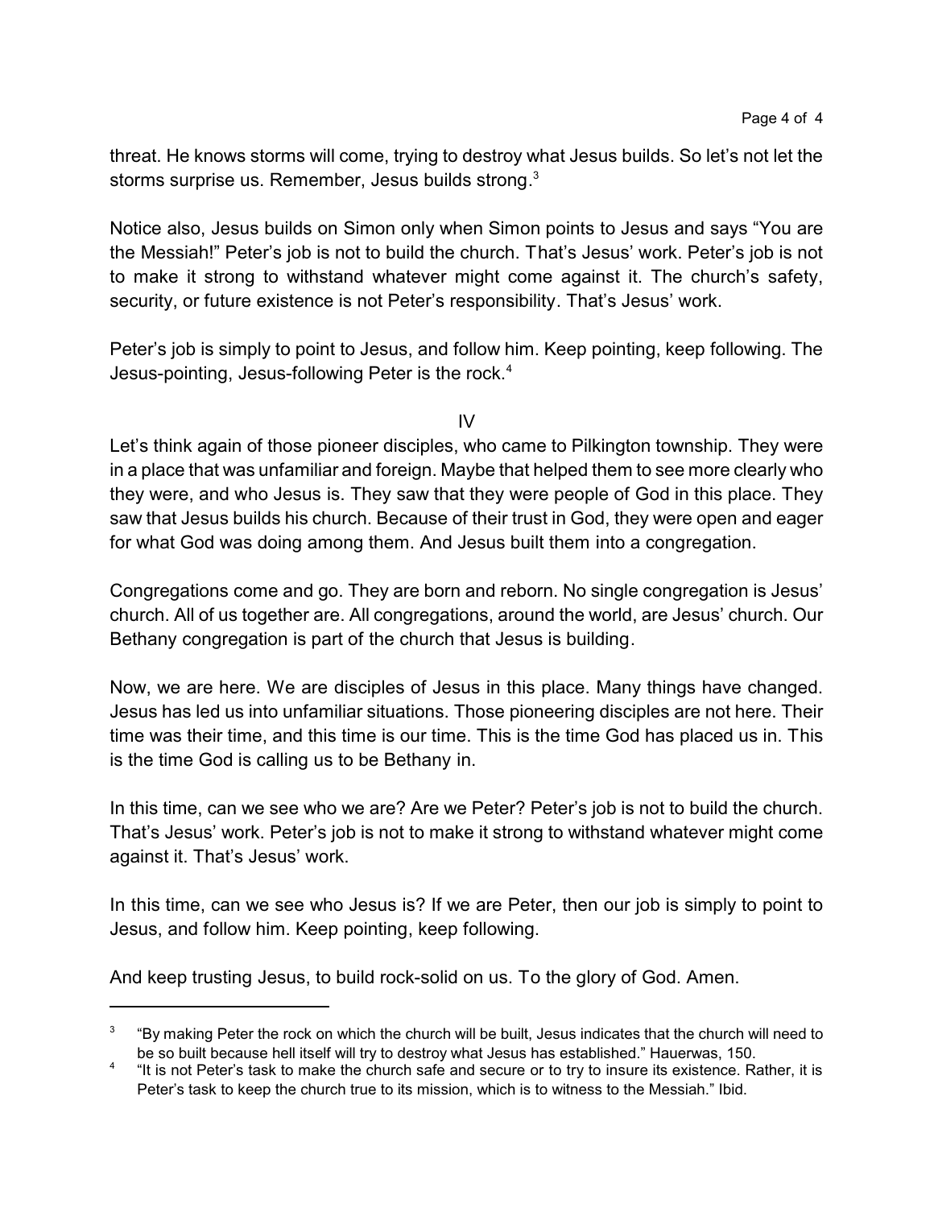threat. He knows storms will come, trying to destroy what Jesus builds. So let's not let the storms surprise us. Remember, Jesus builds strong.[3]

Notice also, Jesus builds on Simon only when Simon points to Jesus and says "You are the Messiah!" Peter's job is not to build the church. That's Jesus' work. Peter's job is not to make it strong to withstand whatever might come against it. The church's safety, security, or future existence is not Peter's responsibility. That's Jesus' work.

Peter's job is simply to point to Jesus, and follow him. Keep pointing, keep following. The Jesus-pointing, Jesus-following Peter is the rock.[4]

## IV

Let's think again of those pioneer disciples, who came to Pilkington township. They were in a place that was unfamiliar and foreign. Maybe that helped them to see more clearly who they were, and who Jesus is. They saw that they were people of God in this place. They saw that Jesus builds his church. Because of their trust in God, they were open and eager for what God was doing among them. And Jesus built them into a congregation.

Congregations come and go. They are born and reborn. No single congregation is Jesus' church. All of us together are. All congregations, around the world, are Jesus' church. Our Bethany congregation is part of the church that Jesus is building.

Now, we are here. We are disciples of Jesus in this place. Many things have changed. Jesus has led us into unfamiliar situations. Those pioneering disciples are not here. Their time was their time, and this time is our time. This is the time God has placed us in. This is the time God is calling us to be Bethany in.

In this time, can we see who we are? Are we Peter? Peter's job is not to build the church. That's Jesus' work. Peter's job is not to make it strong to withstand whatever might come against it. That's Jesus' work.

In this time, can we see who Jesus is? If we are Peter, then our job is simply to point to Jesus, and follow him. Keep pointing, keep following.

And keep trusting Jesus, to build rock-solid on us. To the glory of God. Amen.

---

[3] "By making Peter the rock on which the church will be built, Jesus indicates that the church will need to be so built because hell itself will try to destroy what Jesus has established." Hauerwas, 150.

[4] "It is not Peter's task to make the church safe and secure or to try to insure its existence. Rather, it is Peter's task to keep the church true to its mission, which is to witness to the Messiah." Ibid.